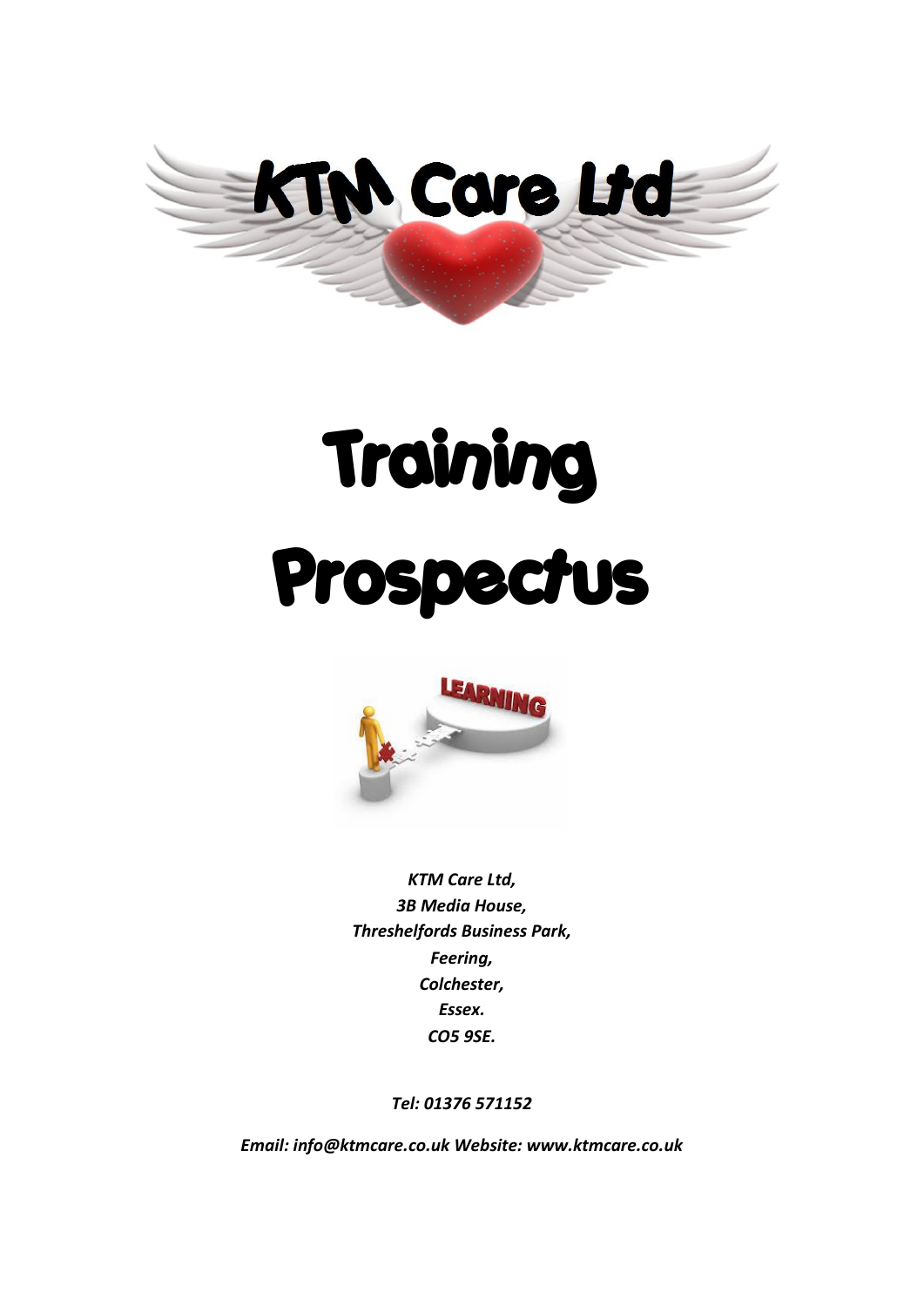# KTM Care Ltd

# Training Prospectus

*KTM Care Ltd,*
*3B Media House,*
*Threshelfords Business Park,*
*Feering,*
*Colchester,*
*Essex.*
*CO5 9SE.*

*Tel: 01376 571152*

*Email: info@ktmcare.co.uk Website: www.ktmcare.co.uk*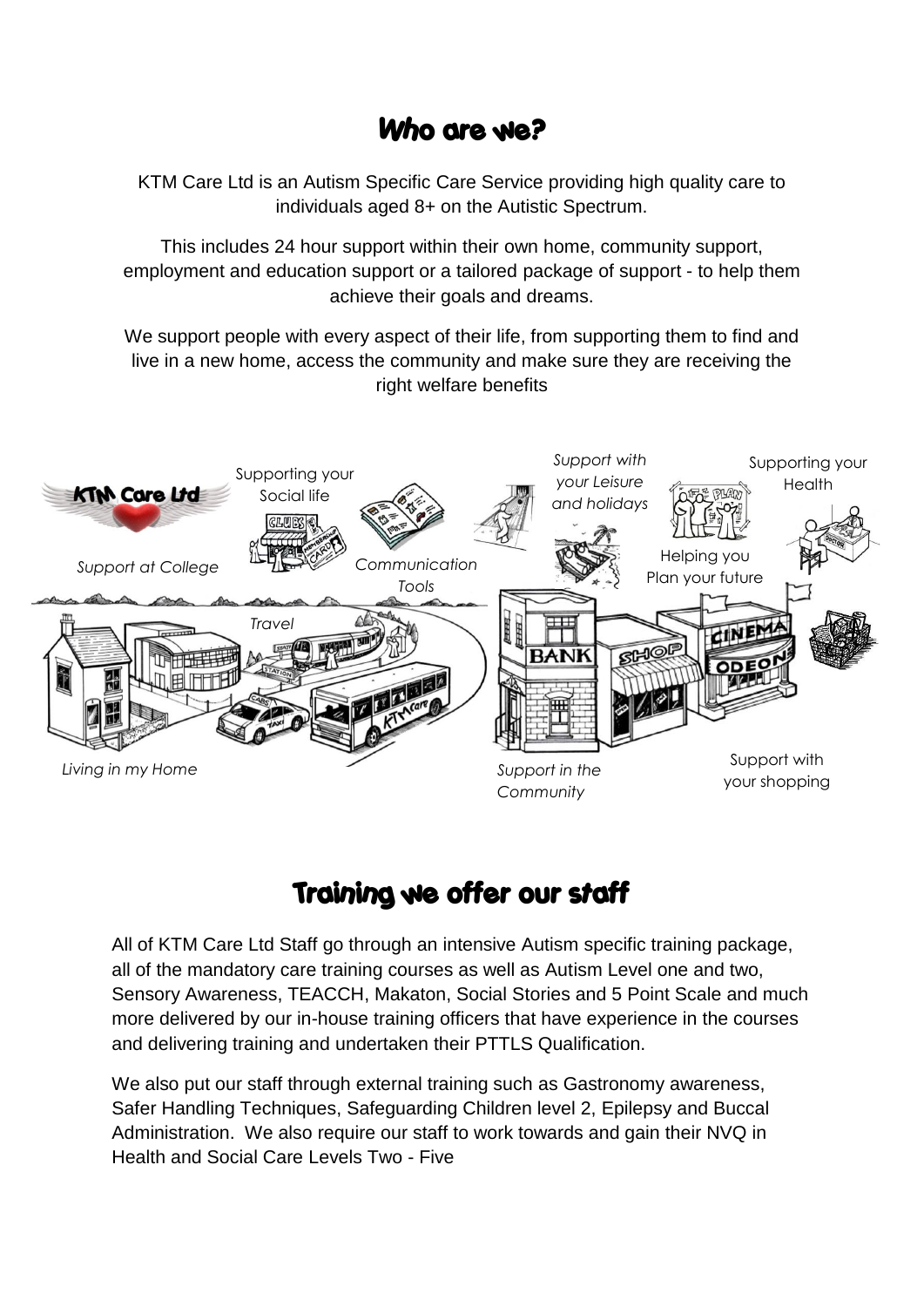# Who are we?

KTM Care Ltd is an Autism Specific Care Service providing high quality care to individuals aged 8+ on the Autistic Spectrum.

This includes 24 hour support within their own home, community support, employment and education support or a tailored package of support - to help them achieve their goals and dreams.

We support people with every aspect of their life, from supporting them to find and live in a new home, access the community and make sure they are receiving the right welfare benefits

KTM Care Ltd

Supporting your Social life

*Support at College*

*Communication Tools*

*Support with your Leisure and holidays*

Helping you Plan your future

Supporting your Health

*Travel*

*Living in my Home*

*Support in the Community*

Support with your shopping

# Training we offer our staff

All of KTM Care Ltd Staff go through an intensive Autism specific training package, all of the mandatory care training courses as well as Autism Level one and two, Sensory Awareness, TEACCH, Makaton, Social Stories and 5 Point Scale and much more delivered by our in-house training officers that have experience in the courses and delivering training and undertaken their PTTLS Qualification.

We also put our staff through external training such as Gastronomy awareness, Safer Handling Techniques, Safeguarding Children level 2, Epilepsy and Buccal Administration. We also require our staff to work towards and gain their NVQ in Health and Social Care Levels Two - Five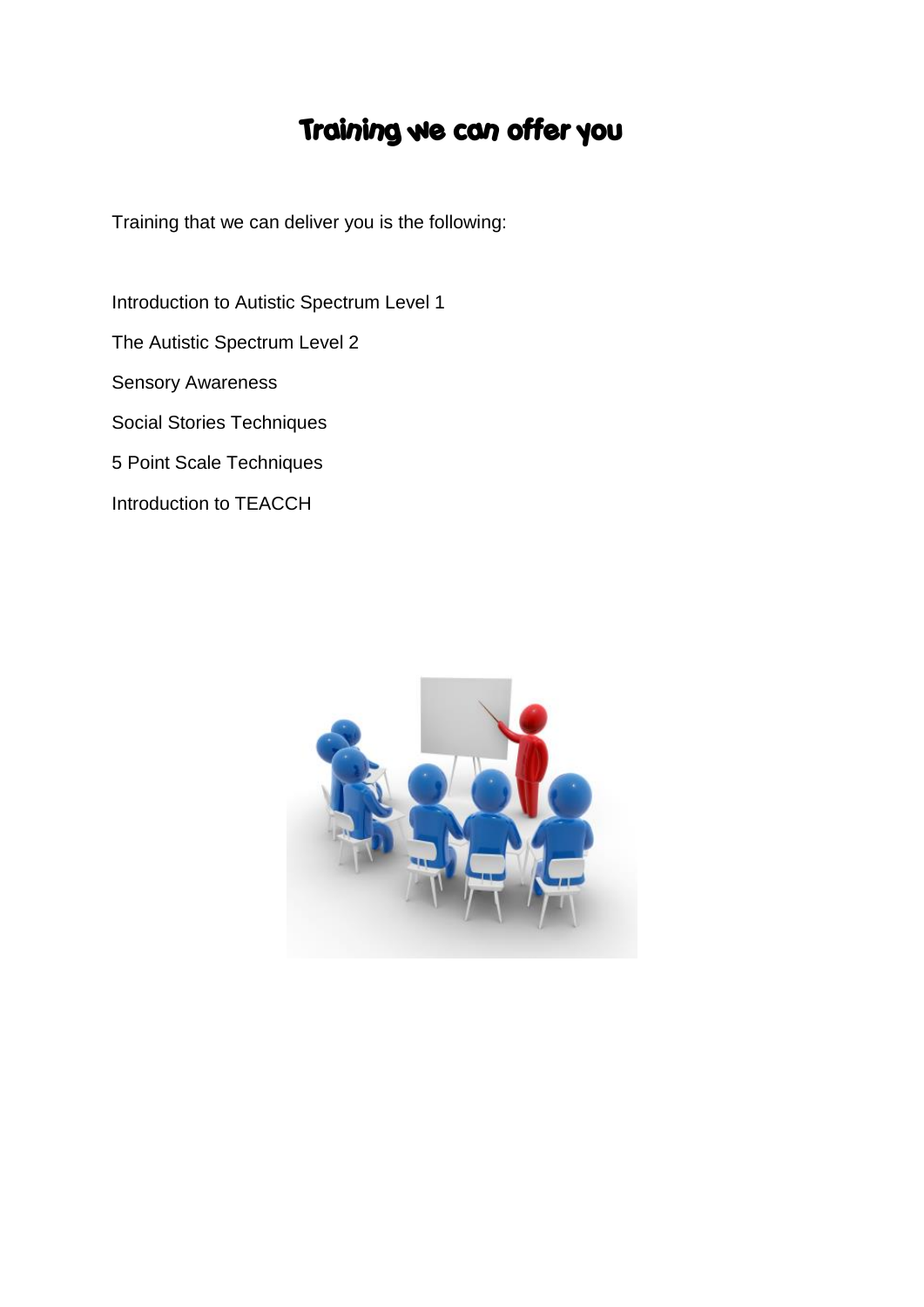# Training we can offer you

Training that we can deliver you is the following:

Introduction to Autistic Spectrum Level 1

The Autistic Spectrum Level 2

Sensory Awareness

Social Stories Techniques

5 Point Scale Techniques

Introduction to TEACCH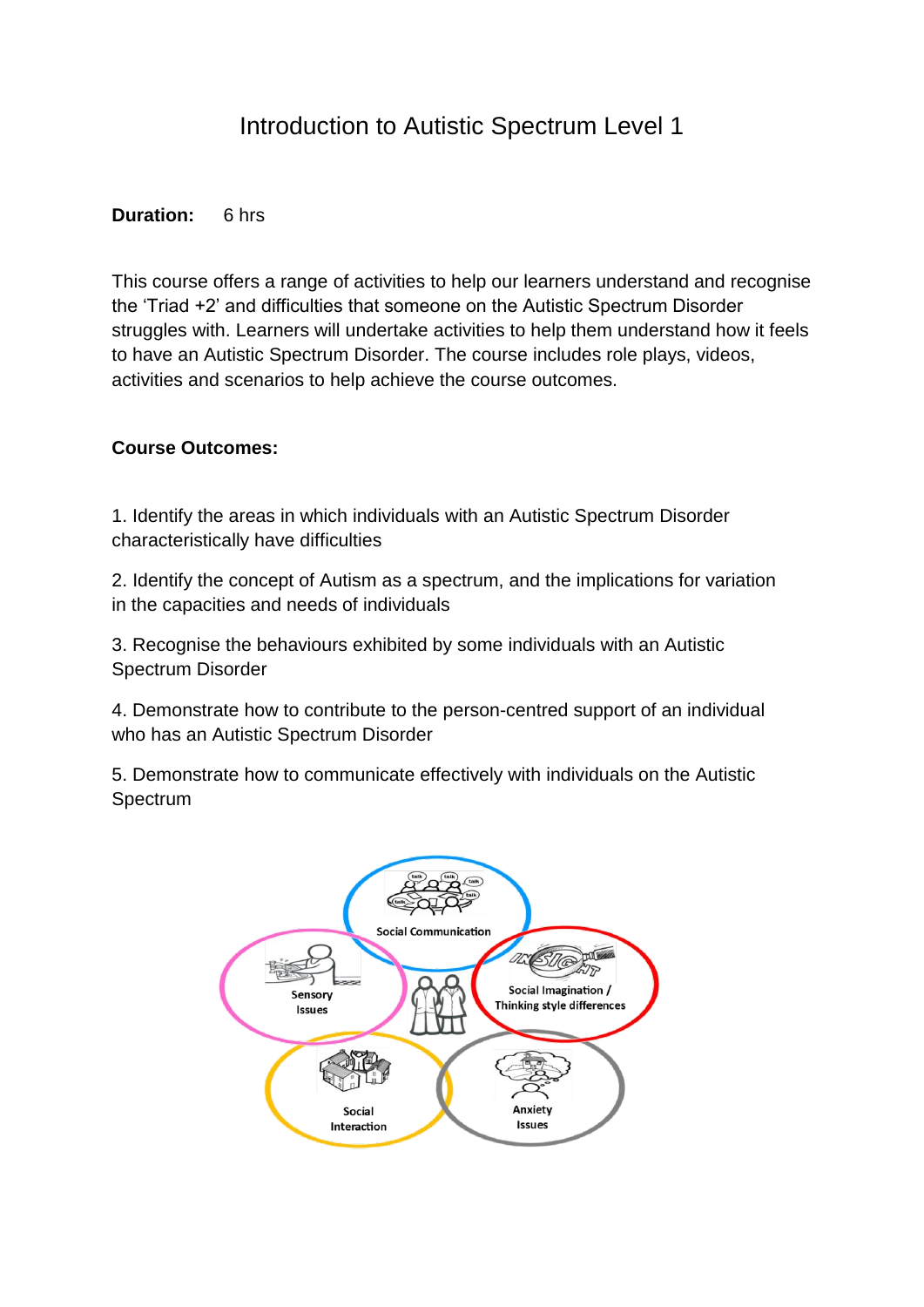# Introduction to Autistic Spectrum Level 1

**Duration:** 6 hrs

This course offers a range of activities to help our learners understand and recognise the 'Triad +2' and difficulties that someone on the Autistic Spectrum Disorder struggles with. Learners will undertake activities to help them understand how it feels to have an Autistic Spectrum Disorder. The course includes role plays, videos, activities and scenarios to help achieve the course outcomes.

**Course Outcomes:**

1. Identify the areas in which individuals with an Autistic Spectrum Disorder characteristically have difficulties

2. Identify the concept of Autism as a spectrum, and the implications for variation in the capacities and needs of individuals

3. Recognise the behaviours exhibited by some individuals with an Autistic Spectrum Disorder

4. Demonstrate how to contribute to the person-centred support of an individual who has an Autistic Spectrum Disorder

5. Demonstrate how to communicate effectively with individuals on the Autistic Spectrum

Social Communication

Sensory Issues

Social Imagination / Thinking style differences

Social Interaction

Anxiety Issues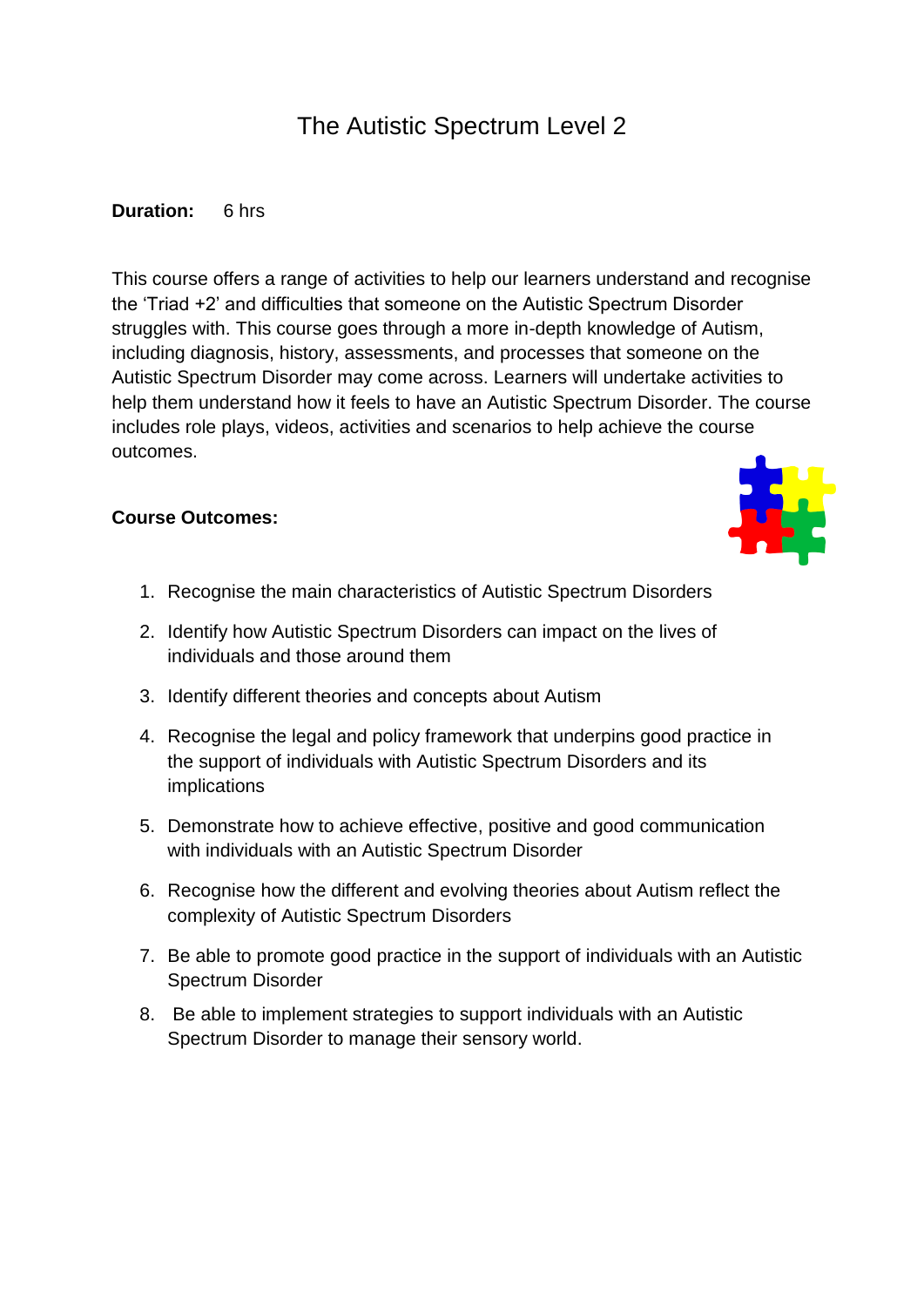# The Autistic Spectrum Level 2

**Duration:** 6 hrs

This course offers a range of activities to help our learners understand and recognise the 'Triad +2' and difficulties that someone on the Autistic Spectrum Disorder struggles with. This course goes through a more in-depth knowledge of Autism, including diagnosis, history, assessments, and processes that someone on the Autistic Spectrum Disorder may come across. Learners will undertake activities to help them understand how it feels to have an Autistic Spectrum Disorder. The course includes role plays, videos, activities and scenarios to help achieve the course outcomes.

**Course Outcomes:**

1. Recognise the main characteristics of Autistic Spectrum Disorders
2. Identify how Autistic Spectrum Disorders can impact on the lives of individuals and those around them
3. Identify different theories and concepts about Autism
4. Recognise the legal and policy framework that underpins good practice in the support of individuals with Autistic Spectrum Disorders and its implications
5. Demonstrate how to achieve effective, positive and good communication with individuals with an Autistic Spectrum Disorder
6. Recognise how the different and evolving theories about Autism reflect the complexity of Autistic Spectrum Disorders
7. Be able to promote good practice in the support of individuals with an Autistic Spectrum Disorder
8. Be able to implement strategies to support individuals with an Autistic Spectrum Disorder to manage their sensory world.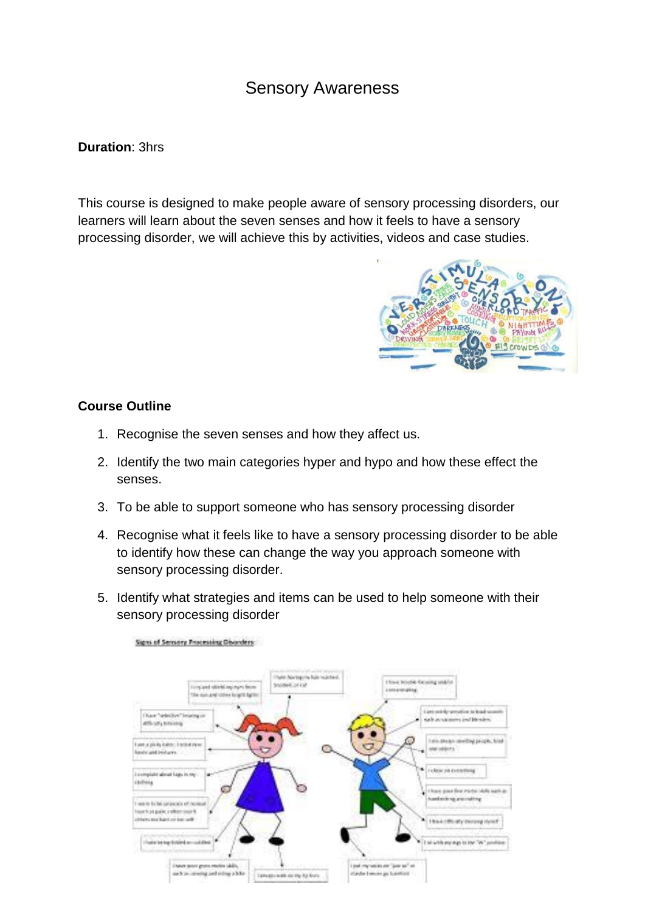# Sensory Awareness

**Duration**: 3hrs

This course is designed to make people aware of sensory processing disorders, our learners will learn about the seven senses and how it feels to have a sensory processing disorder, we will achieve this by activities, videos and case studies.

**Course Outline**

1. Recognise the seven senses and how they affect us.
2. Identify the two main categories hyper and hypo and how these effect the senses.
3. To be able to support someone who has sensory processing disorder
4. Recognise what it feels like to have a sensory processing disorder to be able to identify how these can change the way you approach someone with sensory processing disorder.
5. Identify what strategies and items can be used to help someone with their sensory processing disorder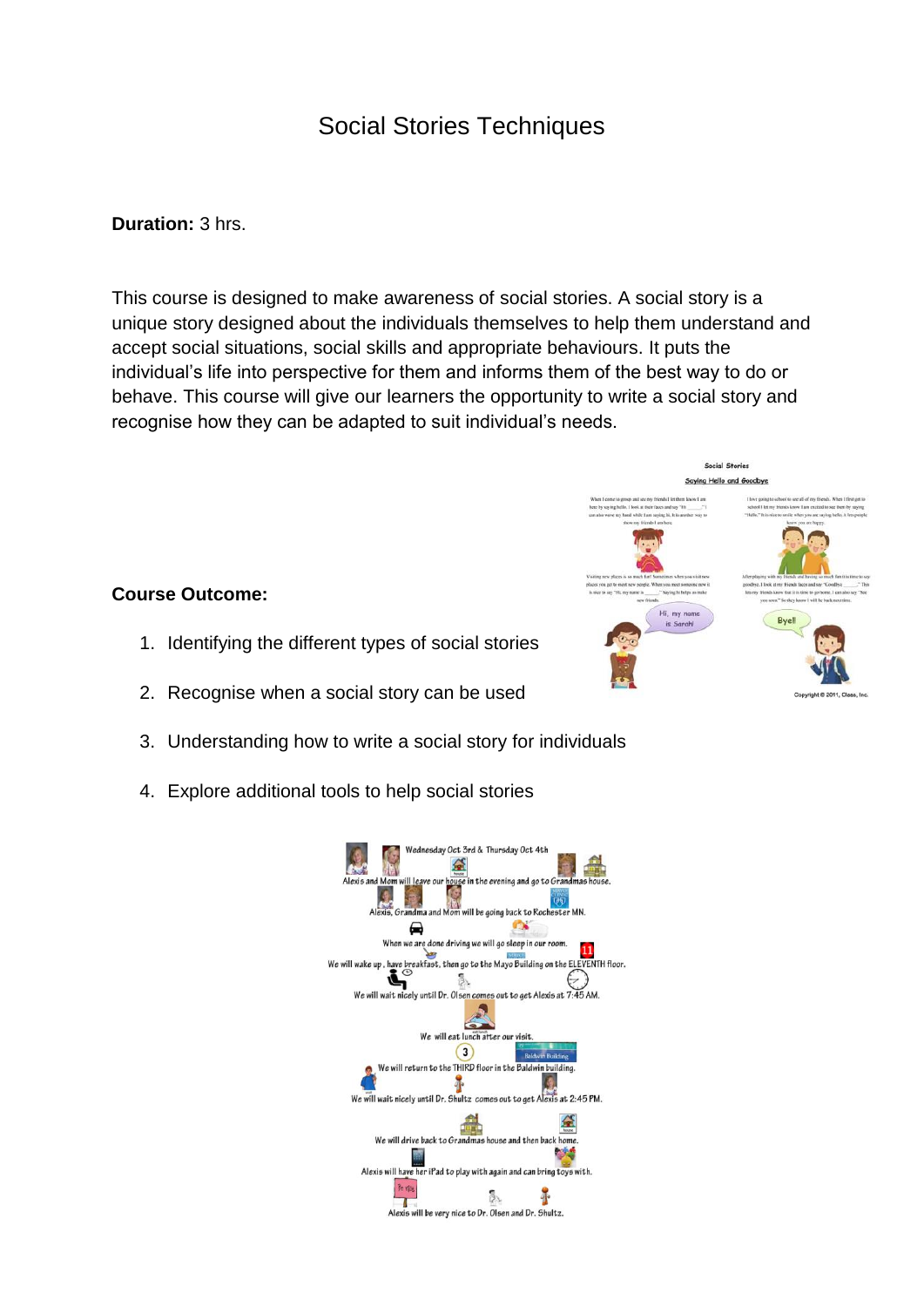# Social Stories Techniques

**Duration:** 3 hrs.

This course is designed to make awareness of social stories. A social story is a unique story designed about the individuals themselves to help them understand and accept social situations, social skills and appropriate behaviours. It puts the individual's life into perspective for them and informs them of the best way to do or behave. This course will give our learners the opportunity to write a social story and recognise how they can be adapted to suit individual's needs.

**Course Outcome:**

1. Identifying the different types of social stories
2. Recognise when a social story can be used
3. Understanding how to write a social story for individuals
4. Explore additional tools to help social stories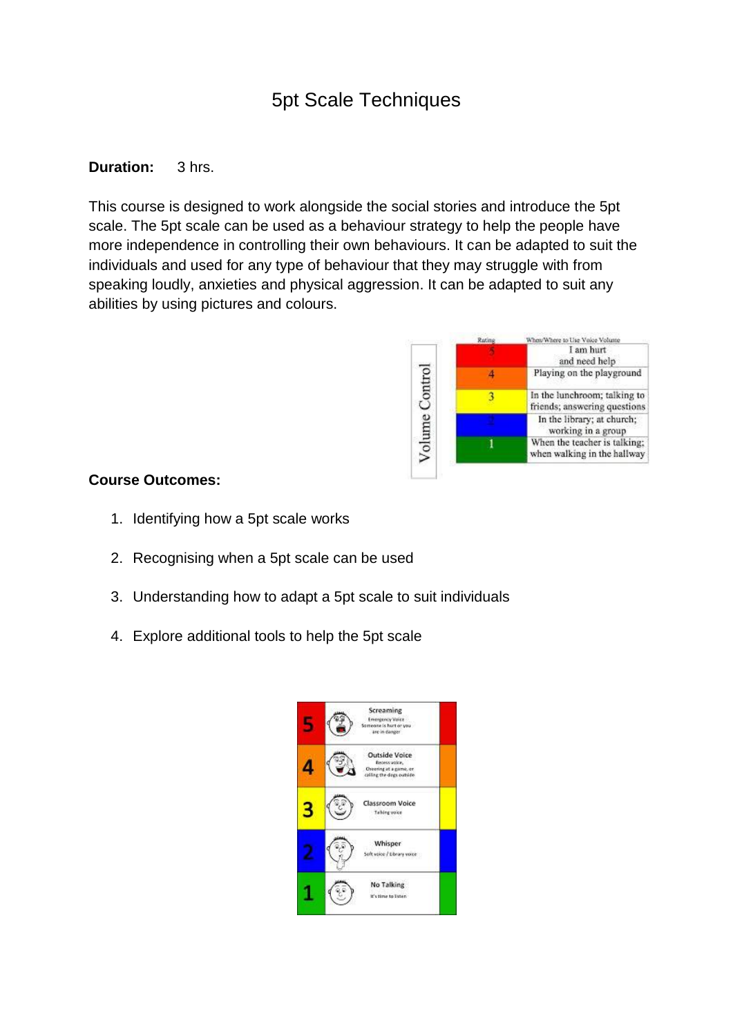# 5pt Scale Techniques

**Duration:** 3 hrs.

This course is designed to work alongside the social stories and introduce the 5pt scale. The 5pt scale can be used as a behaviour strategy to help the people have more independence in controlling their own behaviours. It can be adapted to suit the individuals and used for any type of behaviour that they may struggle with from speaking loudly, anxieties and physical aggression. It can be adapted to suit any abilities by using pictures and colours.

Volume Control

| Rating | When/Where to Use Voice Volume |
|---|---|
| 5 | I am hurt and need help |
| 4 | Playing on the playground |
| 3 | In the lunchroom; talking to friends; answering questions |
| 2 | In the library; at church; working in a group |
| 1 | When the teacher is talking; when walking in the hallway |

**Course Outcomes:**

1. Identifying how a 5pt scale works
2. Recognising when a 5pt scale can be used
3. Understanding how to adapt a 5pt scale to suit individuals
4. Explore additional tools to help the 5pt scale

| | |
|---|---|
| 5 | Screaming – Emergency Voice – Someone is hurt or you are in danger |
| 4 | Outside Voice – Recess voice, Cheering at a game, or calling the dogs outside |
| 3 | Classroom Voice – Talking voice |
| 2 | Whisper – Soft voice / Library voice |
| 1 | No Talking – It's time to listen |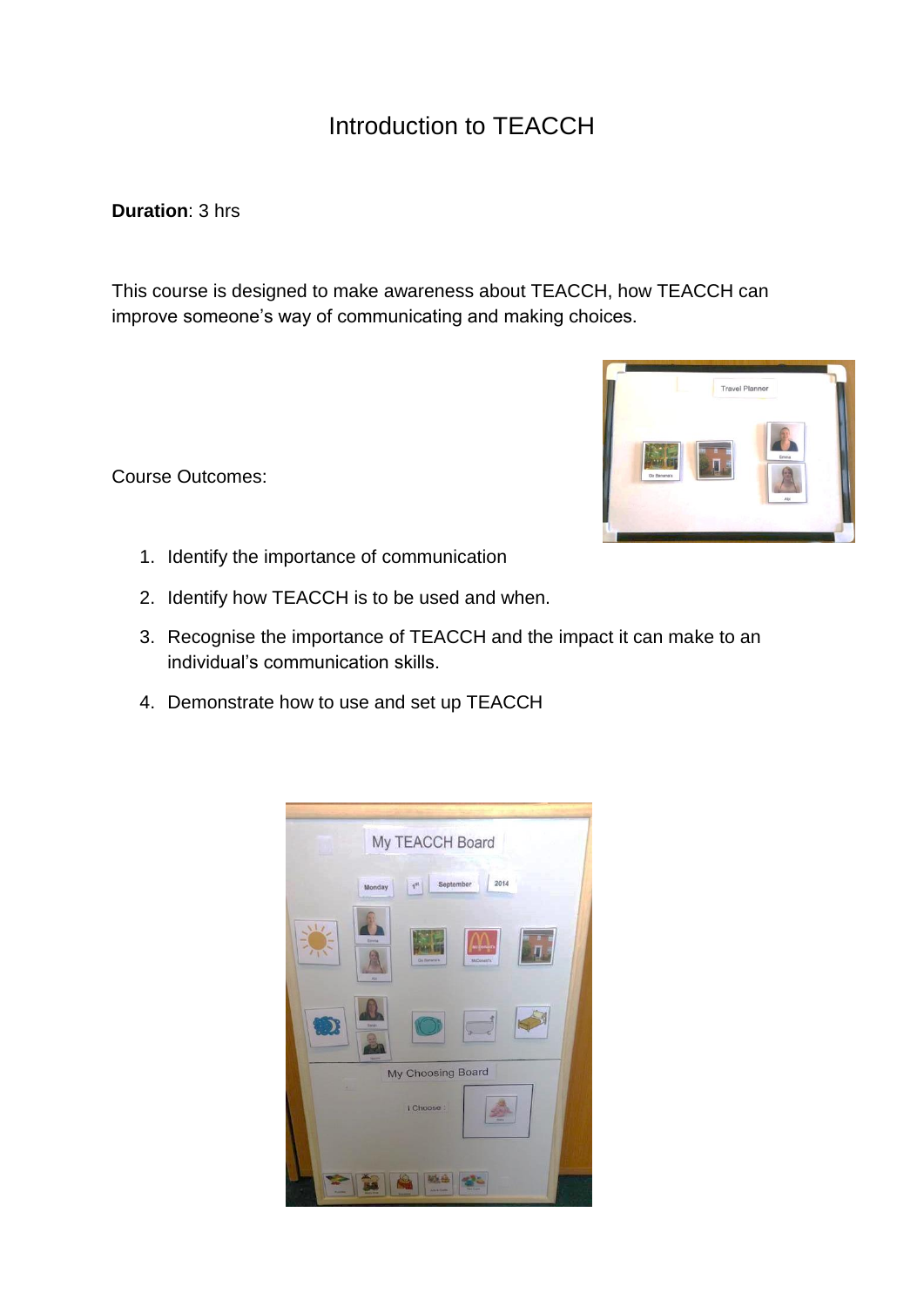# Introduction to TEACCH

**Duration**: 3 hrs

This course is designed to make awareness about TEACCH, how TEACCH can improve someone's way of communicating and making choices.

Course Outcomes:

1. Identify the importance of communication
2. Identify how TEACCH is to be used and when.
3. Recognise the importance of TEACCH and the impact it can make to an individual's communication skills.
4. Demonstrate how to use and set up TEACCH